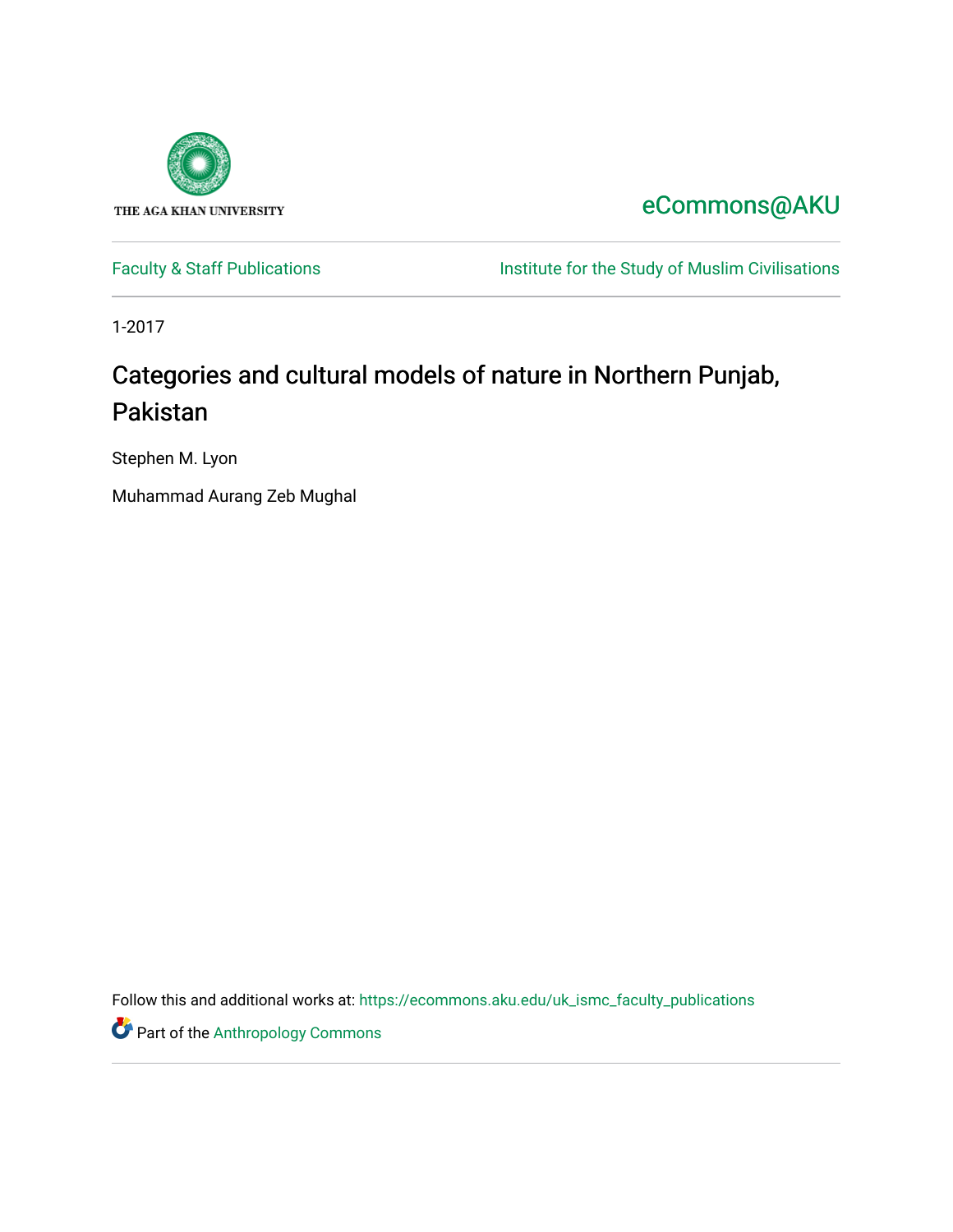THE AGA KHAN UNIVERSITY

eCommons@AKU

Faculty & Staff Publications

Institute for the Study of Muslim Civilisations

1-2017

# Categories and cultural models of nature in Northern Punjab, Pakistan

Stephen M. Lyon

Muhammad Aurang Zeb Mughal

Follow this and additional works at: https://ecommons.aku.edu/uk_ismc_faculty_publications

Part of the Anthropology Commons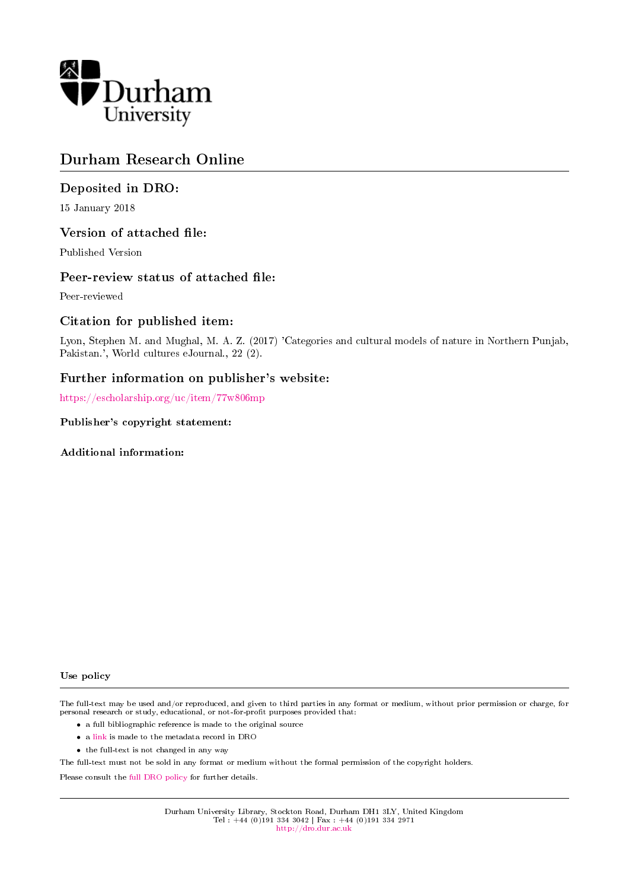# Durham Research Online

## Deposited in DRO:

15 January 2018

## Version of attached file:

Published Version

## Peer-review status of attached file:

Peer-reviewed

## Citation for published item:

Lyon, Stephen M. and Mughal, M. A. Z. (2017) 'Categories and cultural models of nature in Northern Punjab, Pakistan.', World cultures eJournal., 22 (2).

## Further information on publisher's website:

https://escholarship.org/uc/item/77w806mp

### Publisher's copyright statement:

### Additional information:

### Use policy

The full-text may be used and/or reproduced, and given to third parties in any format or medium, without prior permission or charge, for personal research or study, educational, or not-for-profit purposes provided that:

- a full bibliographic reference is made to the original source
- a link is made to the metadata record in DRO
- the full-text is not changed in any way

The full-text must not be sold in any format or medium without the formal permission of the copyright holders.

Please consult the full DRO policy for further details.

Durham University Library, Stockton Road, Durham DH1 3LY, United Kingdom
Tel : +44 (0)191 334 3042 | Fax : +44 (0)191 334 2971
http://dro.dur.ac.uk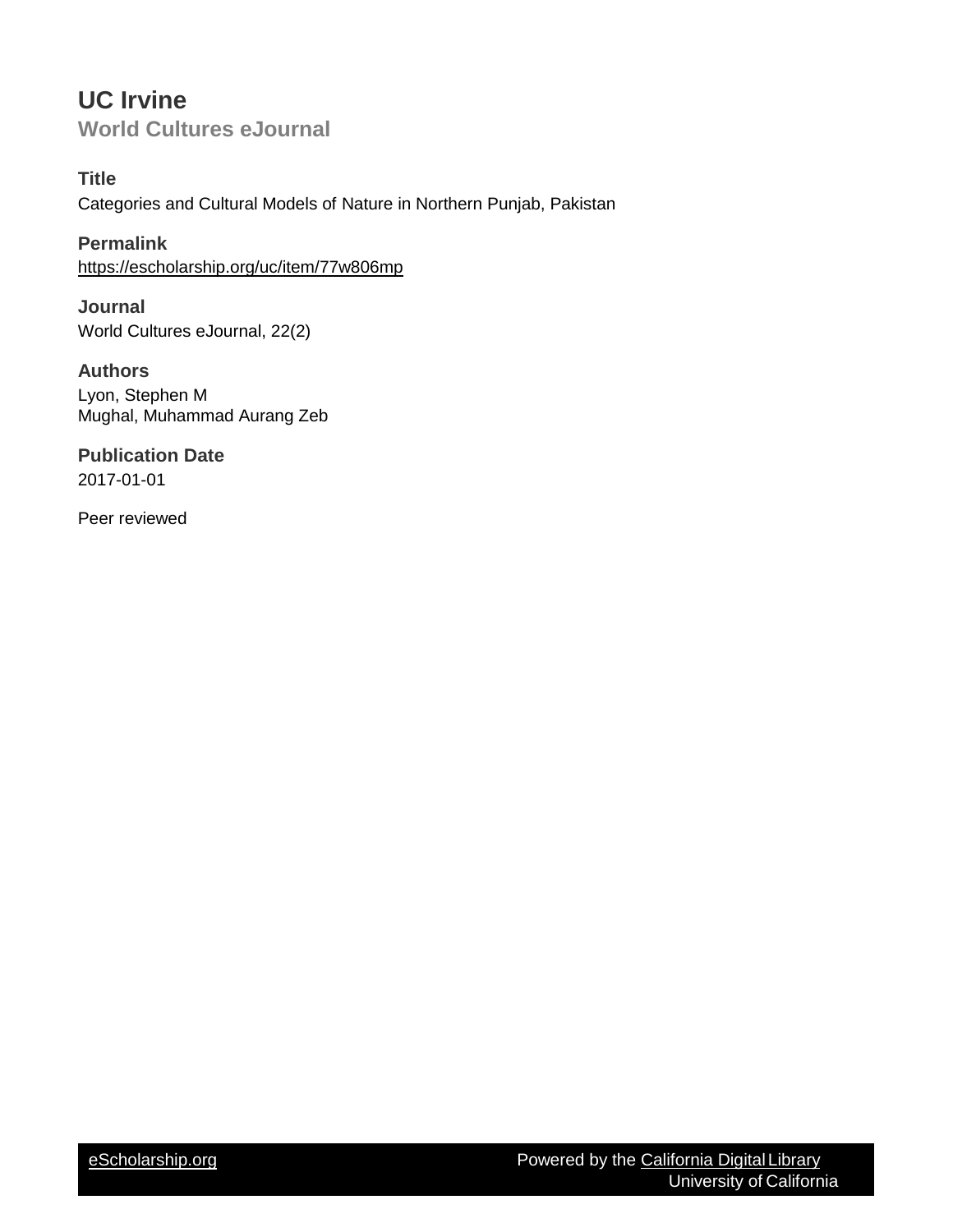# UC Irvine

## World Cultures eJournal

### Title

Categories and Cultural Models of Nature in Northern Punjab, Pakistan

### Permalink

https://escholarship.org/uc/item/77w806mp

### Journal

World Cultures eJournal, 22(2)

### Authors

Lyon, Stephen M
Mughal, Muhammad Aurang Zeb

### Publication Date

2017-01-01

Peer reviewed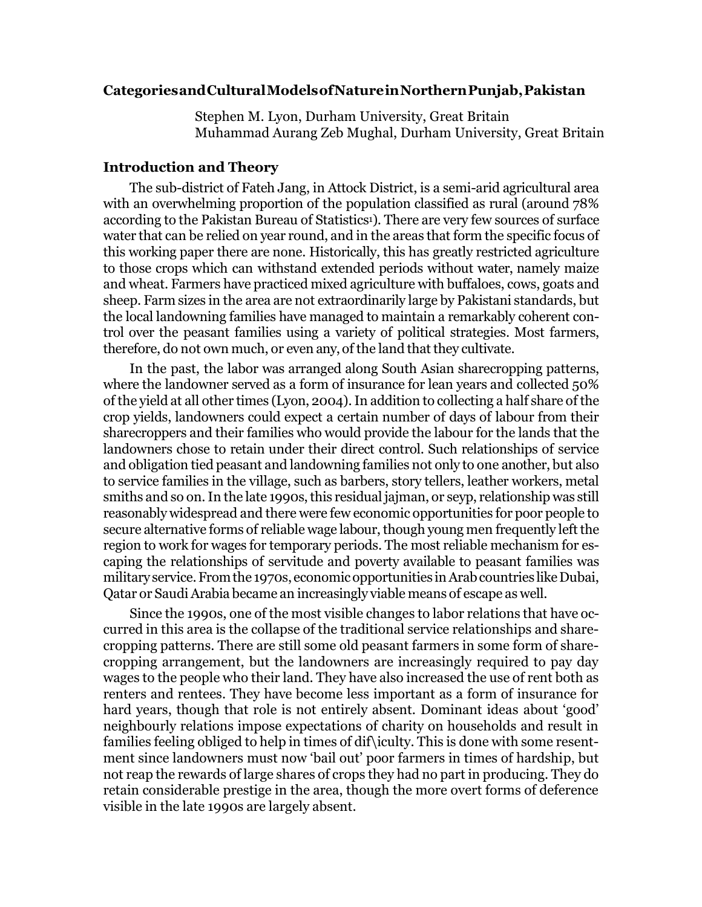## Categories and Cultural Models of Nature in Northern Punjab, Pakistan

Stephen M. Lyon, Durham University, Great Britain
Muhammad Aurang Zeb Mughal, Durham University, Great Britain

### Introduction and Theory

The sub-district of Fateh Jang, in Attock District, is a semi-arid agricultural area with an overwhelming proportion of the population classified as rural (around 78% according to the Pakistan Bureau of Statistics[1]). There are very few sources of surface water that can be relied on year round, and in the areas that form the specific focus of this working paper there are none. Historically, this has greatly restricted agriculture to those crops which can withstand extended periods without water, namely maize and wheat. Farmers have practiced mixed agriculture with buffaloes, cows, goats and sheep. Farm sizes in the area are not extraordinarily large by Pakistani standards, but the local landowning families have managed to maintain a remarkably coherent control over the peasant families using a variety of political strategies. Most farmers, therefore, do not own much, or even any, of the land that they cultivate.

In the past, the labor was arranged along South Asian sharecropping patterns, where the landowner served as a form of insurance for lean years and collected 50% of the yield at all other times (Lyon, 2004). In addition to collecting a half share of the crop yields, landowners could expect a certain number of days of labour from their sharecroppers and their families who would provide the labour for the lands that the landowners chose to retain under their direct control. Such relationships of service and obligation tied peasant and landowning families not only to one another, but also to service families in the village, such as barbers, story tellers, leather workers, metal smiths and so on. In the late 1990s, this residual jajman, or seyp, relationship was still reasonably widespread and there were few economic opportunities for poor people to secure alternative forms of reliable wage labour, though young men frequently left the region to work for wages for temporary periods. The most reliable mechanism for escaping the relationships of servitude and poverty available to peasant families was military service. From the 1970s, economic opportunities in Arab countries like Dubai, Qatar or Saudi Arabia became an increasingly viable means of escape as well.

Since the 1990s, one of the most visible changes to labor relations that have occurred in this area is the collapse of the traditional service relationships and sharecropping patterns. There are still some old peasant farmers in some form of sharecropping arrangement, but the landowners are increasingly required to pay day wages to the people who their land. They have also increased the use of rent both as renters and rentees. They have become less important as a form of insurance for hard years, though that role is not entirely absent. Dominant ideas about 'good' neighbourly relations impose expectations of charity on households and result in families feeling obliged to help in times of dif\iculty. This is done with some resentment since landowners must now 'bail out' poor farmers in times of hardship, but not reap the rewards of large shares of crops they had no part in producing. They do retain considerable prestige in the area, though the more overt forms of deference visible in the late 1990s are largely absent.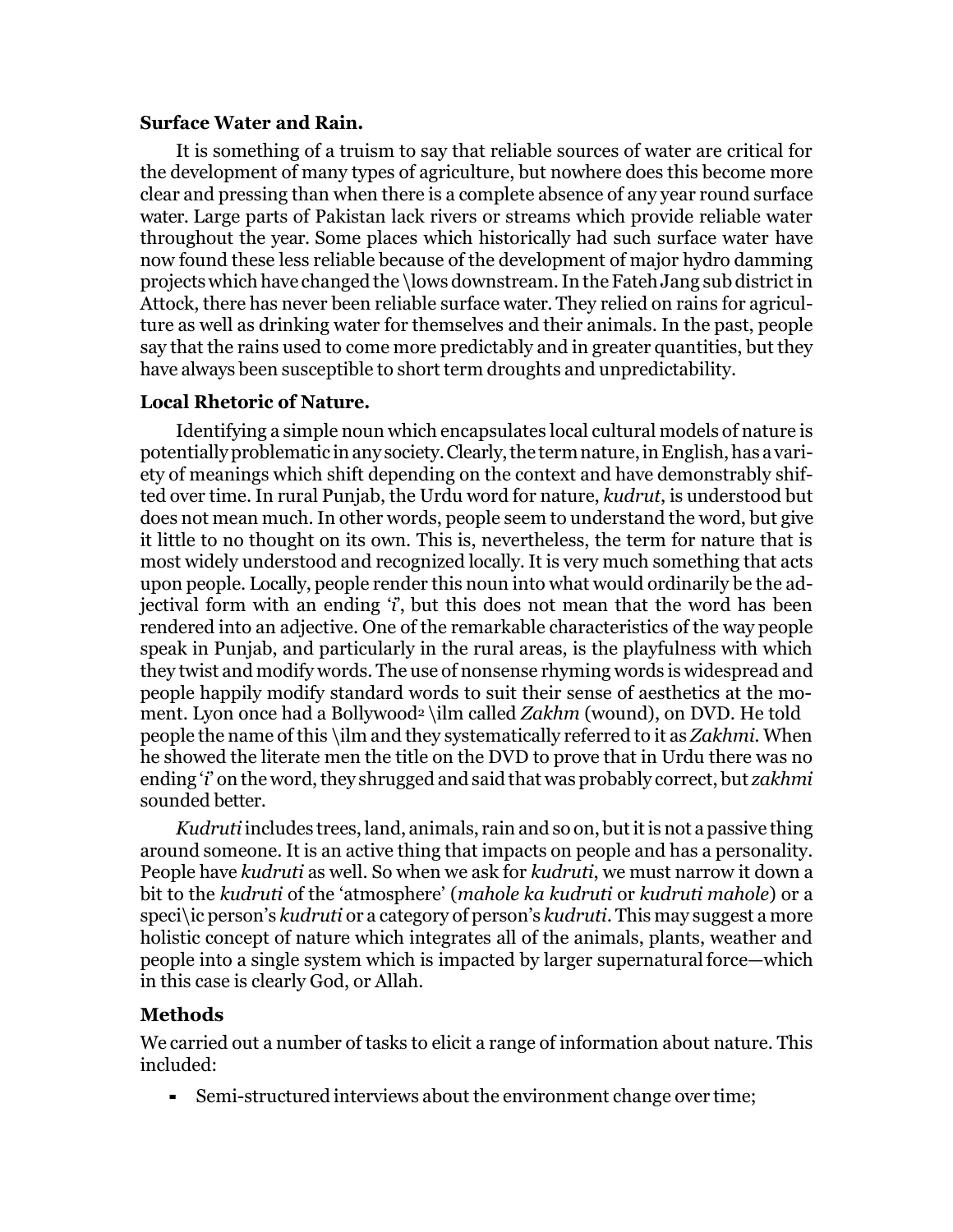**Surface Water and Rain.**

It is something of a truism to say that reliable sources of water are critical for the development of many types of agriculture, but nowhere does this become more clear and pressing than when there is a complete absence of any year round surface water. Large parts of Pakistan lack rivers or streams which provide reliable water throughout the year. Some places which historically had such surface water have now found these less reliable because of the development of major hydro damming projects which have changed the flows downstream. In the Fateh Jang sub district in Attock, there has never been reliable surface water. They relied on rains for agriculture as well as drinking water for themselves and their animals. In the past, people say that the rains used to come more predictably and in greater quantities, but they have always been susceptible to short term droughts and unpredictability.

**Local Rhetoric of Nature.**

Identifying a simple noun which encapsulates local cultural models of nature is potentially problematic in any society. Clearly, the term nature, in English, has a variety of meanings which shift depending on the context and have demonstrably shifted over time. In rural Punjab, the Urdu word for nature, *kudrut*, is understood but does not mean much. In other words, people seem to understand the word, but give it little to no thought on its own. This is, nevertheless, the term for nature that is most widely understood and recognized locally. It is very much something that acts upon people. Locally, people render this noun into what would ordinarily be the adjectival form with an ending '*i*', but this does not mean that the word has been rendered into an adjective. One of the remarkable characteristics of the way people speak in Punjab, and particularly in the rural areas, is the playfulness with which they twist and modify words. The use of nonsense rhyming words is widespread and people happily modify standard words to suit their sense of aesthetics at the moment. Lyon once had a Bollywood[2] film called *Zakhm* (wound), on DVD. He told people the name of this film and they systematically referred to it as *Zakhmi*. When he showed the literate men the title on the DVD to prove that in Urdu there was no ending '*i*' on the word, they shrugged and said that was probably correct, but *zakhmi* sounded better.

*Kudruti* includes trees, land, animals, rain and so on, but it is not a passive thing around someone. It is an active thing that impacts on people and has a personality. People have *kudruti* as well. So when we ask for *kudruti*, we must narrow it down a bit to the *kudruti* of the 'atmosphere' (*mahole ka kudruti* or *kudruti mahole*) or a specific person's *kudruti* or a category of person's *kudruti*. This may suggest a more holistic concept of nature which integrates all of the animals, plants, weather and people into a single system which is impacted by larger supernatural force—which in this case is clearly God, or Allah.

## Methods

We carried out a number of tasks to elicit a range of information about nature. This included:

- Semi-structured interviews about the environment change over time;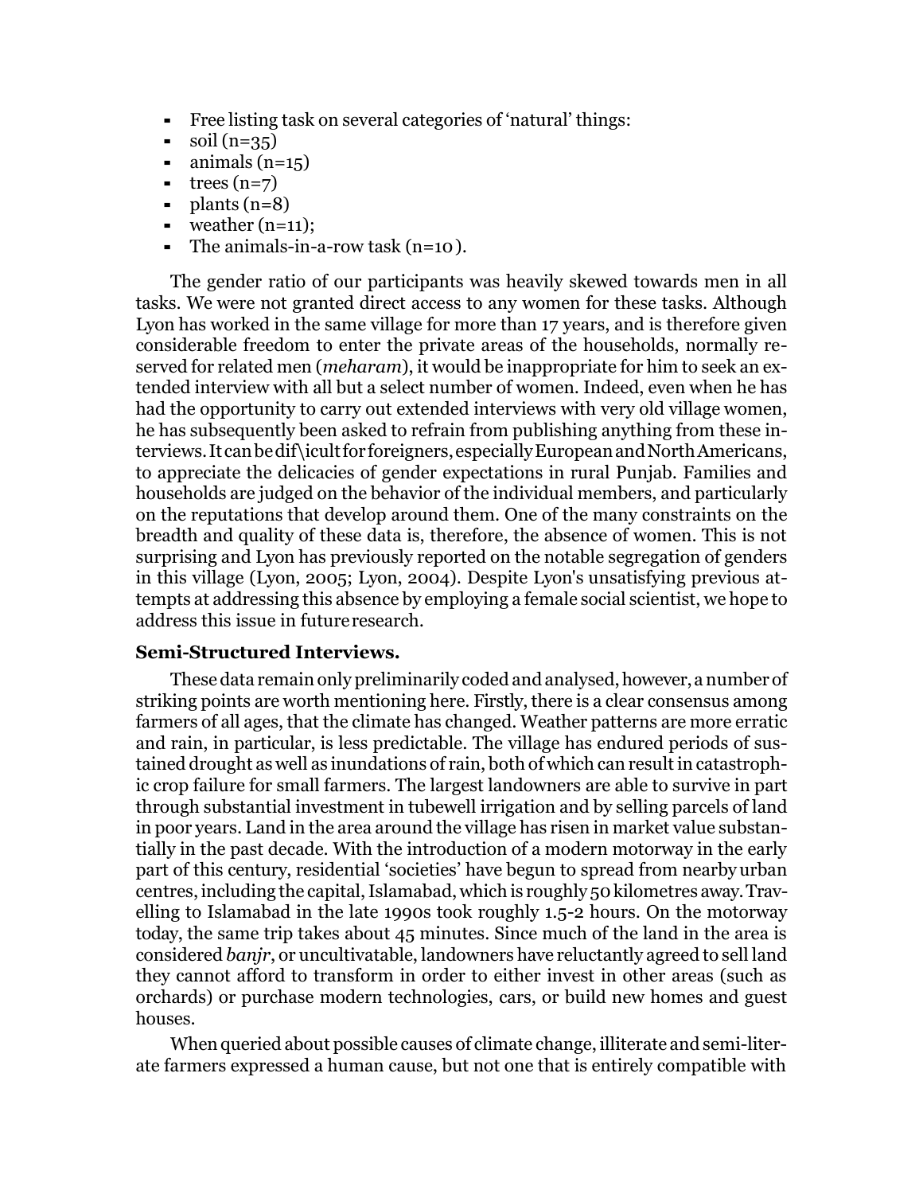- Free listing task on several categories of 'natural' things:
- soil (n=35)
- animals (n=15)
- trees (n=7)
- plants (n=8)
- weather (n=11);
- The animals-in-a-row task (n=10 ).

The gender ratio of our participants was heavily skewed towards men in all tasks. We were not granted direct access to any women for these tasks. Although Lyon has worked in the same village for more than 17 years, and is therefore given considerable freedom to enter the private areas of the households, normally reserved for related men (*meharam*), it would be inappropriate for him to seek an extended interview with all but a select number of women. Indeed, even when he has had the opportunity to carry out extended interviews with very old village women, he has subsequently been asked to refrain from publishing anything from these interviews. It can be dif\icult for foreigners, especially European and North Americans, to appreciate the delicacies of gender expectations in rural Punjab. Families and households are judged on the behavior of the individual members, and particularly on the reputations that develop around them. One of the many constraints on the breadth and quality of these data is, therefore, the absence of women. This is not surprising and Lyon has previously reported on the notable segregation of genders in this village (Lyon, 2005; Lyon, 2004). Despite Lyon's unsatisfying previous attempts at addressing this absence by employing a female social scientist, we hope to address this issue in future research.

**Semi-Structured Interviews.**

These data remain only preliminarily coded and analysed, however, a number of striking points are worth mentioning here. Firstly, there is a clear consensus among farmers of all ages, that the climate has changed. Weather patterns are more erratic and rain, in particular, is less predictable. The village has endured periods of sustained drought as well as inundations of rain, both of which can result in catastrophic crop failure for small farmers. The largest landowners are able to survive in part through substantial investment in tubewell irrigation and by selling parcels of land in poor years. Land in the area around the village has risen in market value substantially in the past decade. With the introduction of a modern motorway in the early part of this century, residential 'societies' have begun to spread from nearby urban centres, including the capital, Islamabad, which is roughly 50 kilometres away. Travelling to Islamabad in the late 1990s took roughly 1.5-2 hours. On the motorway today, the same trip takes about 45 minutes. Since much of the land in the area is considered *banjr*, or uncultivatable, landowners have reluctantly agreed to sell land they cannot afford to transform in order to either invest in other areas (such as orchards) or purchase modern technologies, cars, or build new homes and guest houses.

When queried about possible causes of climate change, illiterate and semi-literate farmers expressed a human cause, but not one that is entirely compatible with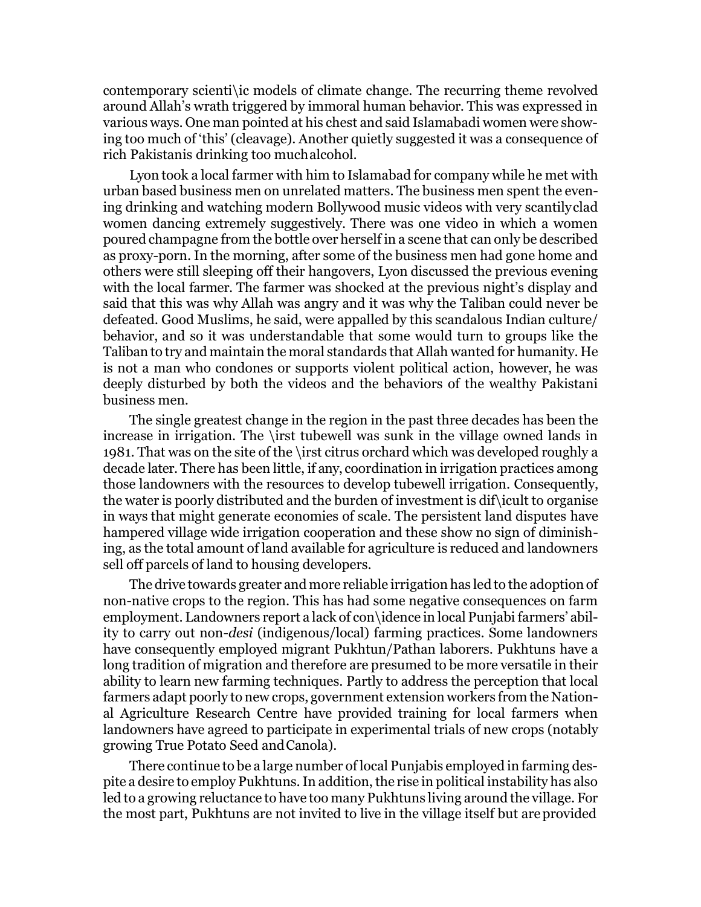contemporary scientific models of climate change. The recurring theme revolved around Allah's wrath triggered by immoral human behavior. This was expressed in various ways. One man pointed at his chest and said Islamabadi women were showing too much of 'this' (cleavage). Another quietly suggested it was a consequence of rich Pakistanis drinking too much alcohol.

Lyon took a local farmer with him to Islamabad for company while he met with urban based business men on unrelated matters. The business men spent the evening drinking and watching modern Bollywood music videos with very scantily clad women dancing extremely suggestively. There was one video in which a women poured champagne from the bottle over herself in a scene that can only be described as proxy-porn. In the morning, after some of the business men had gone home and others were still sleeping off their hangovers, Lyon discussed the previous evening with the local farmer. The farmer was shocked at the previous night's display and said that this was why Allah was angry and it was why the Taliban could never be defeated. Good Muslims, he said, were appalled by this scandalous Indian culture/behavior, and so it was understandable that some would turn to groups like the Taliban to try and maintain the moral standards that Allah wanted for humanity. He is not a man who condones or supports violent political action, however, he was deeply disturbed by both the videos and the behaviors of the wealthy Pakistani business men.

The single greatest change in the region in the past three decades has been the increase in irrigation. The first tubewell was sunk in the village owned lands in 1981. That was on the site of the first citrus orchard which was developed roughly a decade later. There has been little, if any, coordination in irrigation practices among those landowners with the resources to develop tubewell irrigation. Consequently, the water is poorly distributed and the burden of investment is difficult to organise in ways that might generate economies of scale. The persistent land disputes have hampered village wide irrigation cooperation and these show no sign of diminishing, as the total amount of land available for agriculture is reduced and landowners sell off parcels of land to housing developers.

The drive towards greater and more reliable irrigation has led to the adoption of non-native crops to the region. This has had some negative consequences on farm employment. Landowners report a lack of confidence in local Punjabi farmers' ability to carry out non-*desi* (indigenous/local) farming practices. Some landowners have consequently employed migrant Pukhtun/Pathan laborers. Pukhtuns have a long tradition of migration and therefore are presumed to be more versatile in their ability to learn new farming techniques. Partly to address the perception that local farmers adapt poorly to new crops, government extension workers from the National Agriculture Research Centre have provided training for local farmers when landowners have agreed to participate in experimental trials of new crops (notably growing True Potato Seed and Canola).

There continue to be a large number of local Punjabis employed in farming despite a desire to employ Pukhtuns. In addition, the rise in political instability has also led to a growing reluctance to have too many Pukhtuns living around the village. For the most part, Pukhtuns are not invited to live in the village itself but are provided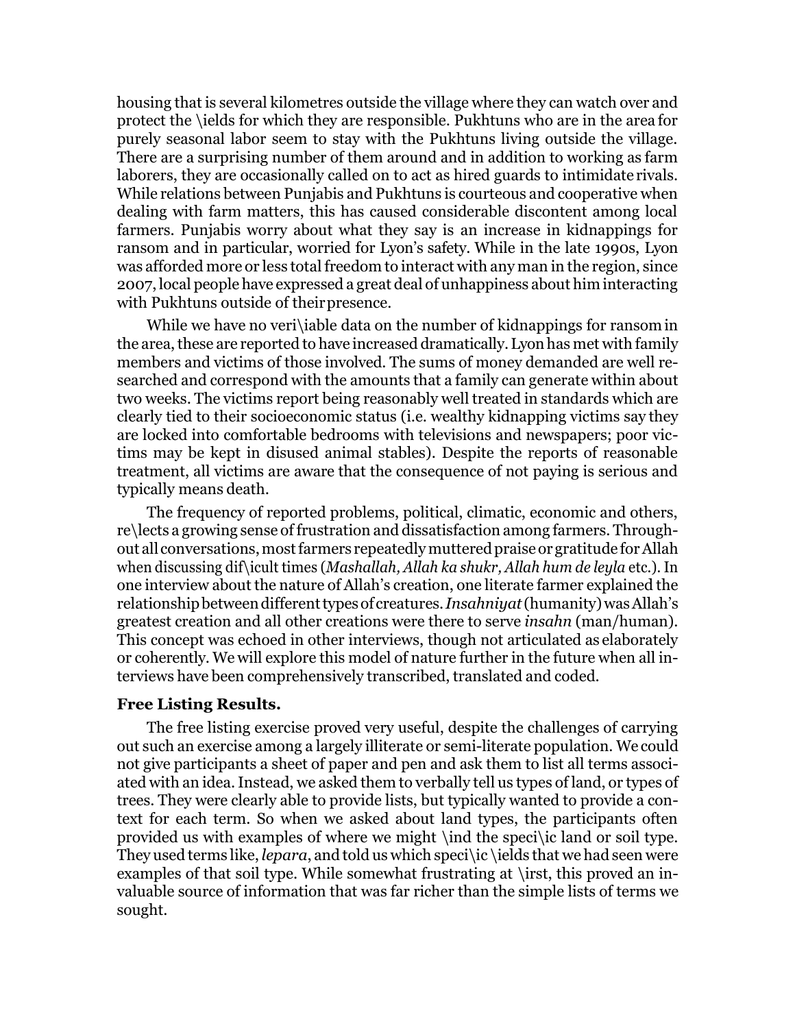housing that is several kilometres outside the village where they can watch over and protect the fields for which they are responsible. Pukhtuns who are in the area for purely seasonal labor seem to stay with the Pukhtuns living outside the village. There are a surprising number of them around and in addition to working as farm laborers, they are occasionally called on to act as hired guards to intimidate rivals. While relations between Punjabis and Pukhtuns is courteous and cooperative when dealing with farm matters, this has caused considerable discontent among local farmers. Punjabis worry about what they say is an increase in kidnappings for ransom and in particular, worried for Lyon's safety. While in the late 1990s, Lyon was afforded more or less total freedom to interact with any man in the region, since 2007, local people have expressed a great deal of unhappiness about him interacting with Pukhtuns outside of their presence.

While we have no verifiable data on the number of kidnappings for ransom in the area, these are reported to have increased dramatically. Lyon has met with family members and victims of those involved. The sums of money demanded are well researched and correspond with the amounts that a family can generate within about two weeks. The victims report being reasonably well treated in standards which are clearly tied to their socioeconomic status (i.e. wealthy kidnapping victims say they are locked into comfortable bedrooms with televisions and newspapers; poor victims may be kept in disused animal stables). Despite the reports of reasonable treatment, all victims are aware that the consequence of not paying is serious and typically means death.

The frequency of reported problems, political, climatic, economic and others, reflects a growing sense of frustration and dissatisfaction among farmers. Throughout all conversations, most farmers repeatedly muttered praise or gratitude for Allah when discussing difficult times (*Mashallah, Allah ka shukr, Allah hum de leyla* etc.). In one interview about the nature of Allah's creation, one literate farmer explained the relationship between different types of creatures. *Insahniyat* (humanity) was Allah's greatest creation and all other creations were there to serve *insahn* (man/human). This concept was echoed in other interviews, though not articulated as elaborately or coherently. We will explore this model of nature further in the future when all interviews have been comprehensively transcribed, translated and coded.

**Free Listing Results.**

The free listing exercise proved very useful, despite the challenges of carrying out such an exercise among a largely illiterate or semi-literate population. We could not give participants a sheet of paper and pen and ask them to list all terms associated with an idea. Instead, we asked them to verbally tell us types of land, or types of trees. They were clearly able to provide lists, but typically wanted to provide a context for each term. So when we asked about land types, the participants often provided us with examples of where we might find the specific land or soil type. They used terms like, *lepara*, and told us which specific fields that we had seen were examples of that soil type. While somewhat frustrating at first, this proved an invaluable source of information that was far richer than the simple lists of terms we sought.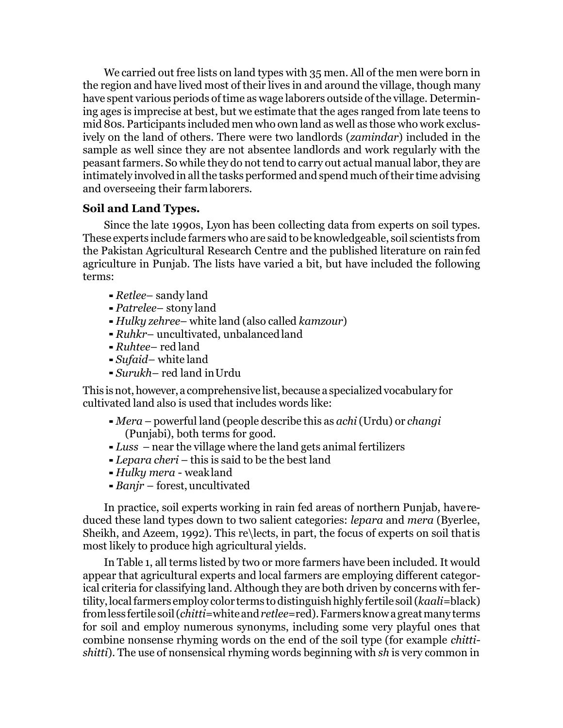We carried out free lists on land types with 35 men. All of the men were born in the region and have lived most of their lives in and around the village, though many have spent various periods of time as wage laborers outside of the village. Determining ages is imprecise at best, but we estimate that the ages ranged from late teens to mid 80s. Participants included men who own land as well as those who work exclusively on the land of others. There were two landlords (*zamindar*) included in the sample as well since they are not absentee landlords and work regularly with the peasant farmers. So while they do not tend to carry out actual manual labor, they are intimately involved in all the tasks performed and spend much of their time advising and overseeing their farm laborers.

**Soil and Land Types.**

Since the late 1990s, Lyon has been collecting data from experts on soil types. These experts include farmers who are said to be knowledgeable, soil scientists from the Pakistan Agricultural Research Centre and the published literature on rain fed agriculture in Punjab. The lists have varied a bit, but have included the following terms:

- *Retlee*– sandy land
- *Patrelee*– stony land
- *Hulky zehree*– white land (also called *kamzour*)
- *Ruhkr*– uncultivated, unbalanced land
- *Ruhtee*– red land
- *Sufaid*– white land
- *Surukh*– red land in Urdu

This is not, however, a comprehensive list, because a specialized vocabulary for cultivated land also is used that includes words like:

- *Mera* – powerful land (people describe this as *achi* (Urdu) or *changi* (Punjabi), both terms for good.
- *Luss* – near the village where the land gets animal fertilizers
- *Lepara cheri* – this is said to be the best land
- *Hulky mera* - weak land
- *Banjr* – forest, uncultivated

In practice, soil experts working in rain fed areas of northern Punjab, have reduced these land types down to two salient categories: *lepara* and *mera* (Byerlee, Sheikh, and Azeem, 1992). This reflects, in part, the focus of experts on soil that is most likely to produce high agricultural yields.

In Table 1, all terms listed by two or more farmers have been included. It would appear that agricultural experts and local farmers are employing different categorical criteria for classifying land. Although they are both driven by concerns with fertility, local farmers employ color terms to distinguish highly fertile soil (*kaali*=black) from less fertile soil (*chitti*=white and *retlee*=red). Farmers know a great many terms for soil and employ numerous synonyms, including some very playful ones that combine nonsense rhyming words on the end of the soil type (for example *chitti-shitti*). The use of nonsensical rhyming words beginning with *sh* is very common in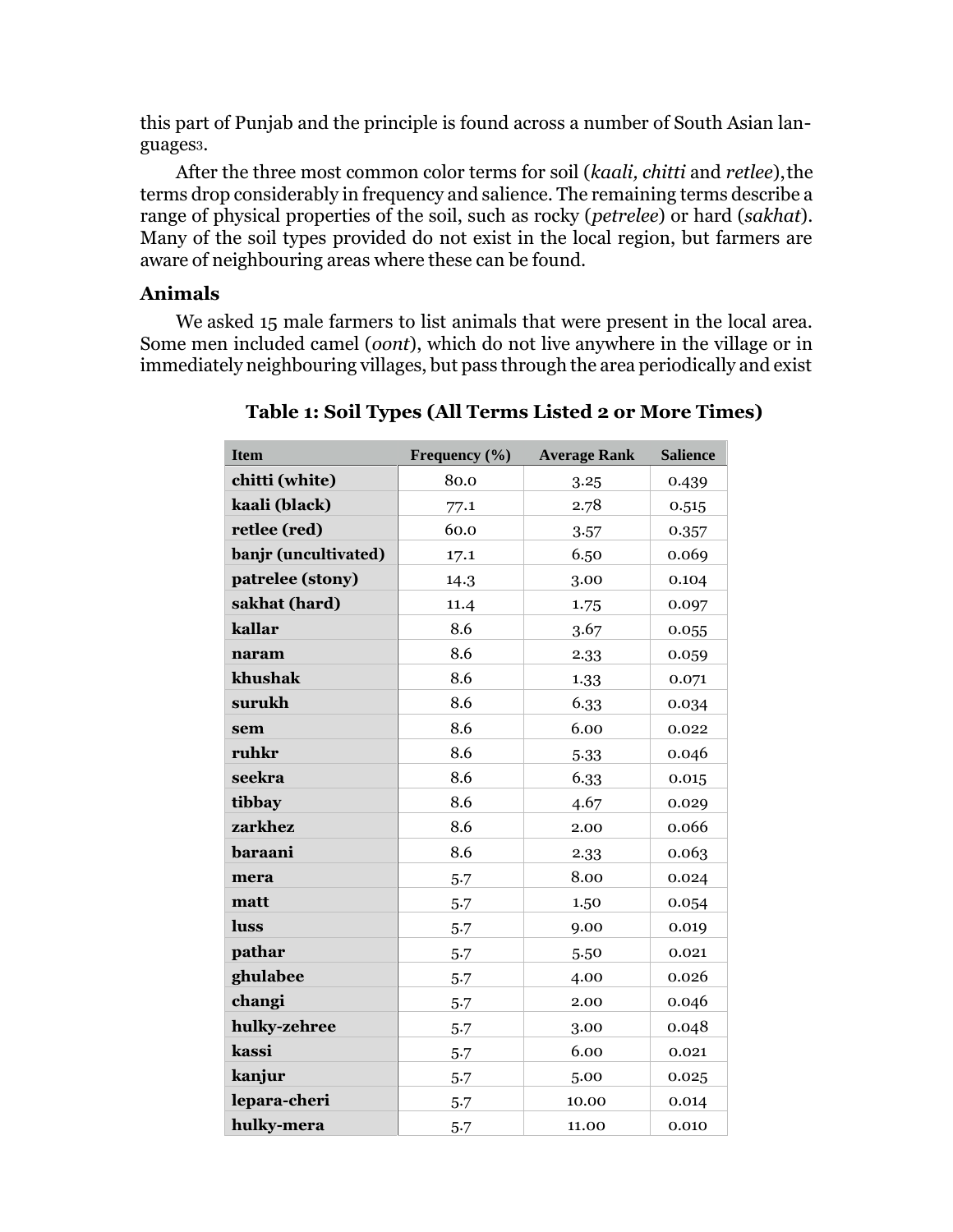this part of Punjab and the principle is found across a number of South Asian languages[3].

After the three most common color terms for soil (*kaali, chitti* and *retlee*),the terms drop considerably in frequency and salience. The remaining terms describe a range of physical properties of the soil, such as rocky (*petrelee*) or hard (*sakhat*). Many of the soil types provided do not exist in the local region, but farmers are aware of neighbouring areas where these can be found.

### Animals

We asked 15 male farmers to list animals that were present in the local area. Some men included camel (*oont*), which do not live anywhere in the village or in immediately neighbouring villages, but pass through the area periodically and exist

**Table 1: Soil Types (All Terms Listed 2 or More Times)**

| Item | Frequency (%) | Average Rank | Salience |
|---|---|---|---|
| **chitti (white)** | 80.0 | 3.25 | 0.439 |
| **kaali (black)** | 77.1 | 2.78 | 0.515 |
| **retlee (red)** | 60.0 | 3.57 | 0.357 |
| **banjr (uncultivated)** | 17.1 | 6.50 | 0.069 |
| **patrelee (stony)** | 14.3 | 3.00 | 0.104 |
| **sakhat (hard)** | 11.4 | 1.75 | 0.097 |
| **kallar** | 8.6 | 3.67 | 0.055 |
| **naram** | 8.6 | 2.33 | 0.059 |
| **khushak** | 8.6 | 1.33 | 0.071 |
| **surukh** | 8.6 | 6.33 | 0.034 |
| **sem** | 8.6 | 6.00 | 0.022 |
| **ruhkr** | 8.6 | 5.33 | 0.046 |
| **seekra** | 8.6 | 6.33 | 0.015 |
| **tibbay** | 8.6 | 4.67 | 0.029 |
| **zarkhez** | 8.6 | 2.00 | 0.066 |
| **baraani** | 8.6 | 2.33 | 0.063 |
| **mera** | 5.7 | 8.00 | 0.024 |
| **matt** | 5.7 | 1.50 | 0.054 |
| **luss** | 5.7 | 9.00 | 0.019 |
| **pathar** | 5.7 | 5.50 | 0.021 |
| **ghulabee** | 5.7 | 4.00 | 0.026 |
| **changi** | 5.7 | 2.00 | 0.046 |
| **hulky-zehree** | 5.7 | 3.00 | 0.048 |
| **kassi** | 5.7 | 6.00 | 0.021 |
| **kanjur** | 5.7 | 5.00 | 0.025 |
| **lepara-cheri** | 5.7 | 10.00 | 0.014 |
| **hulky-mera** | 5.7 | 11.00 | 0.010 |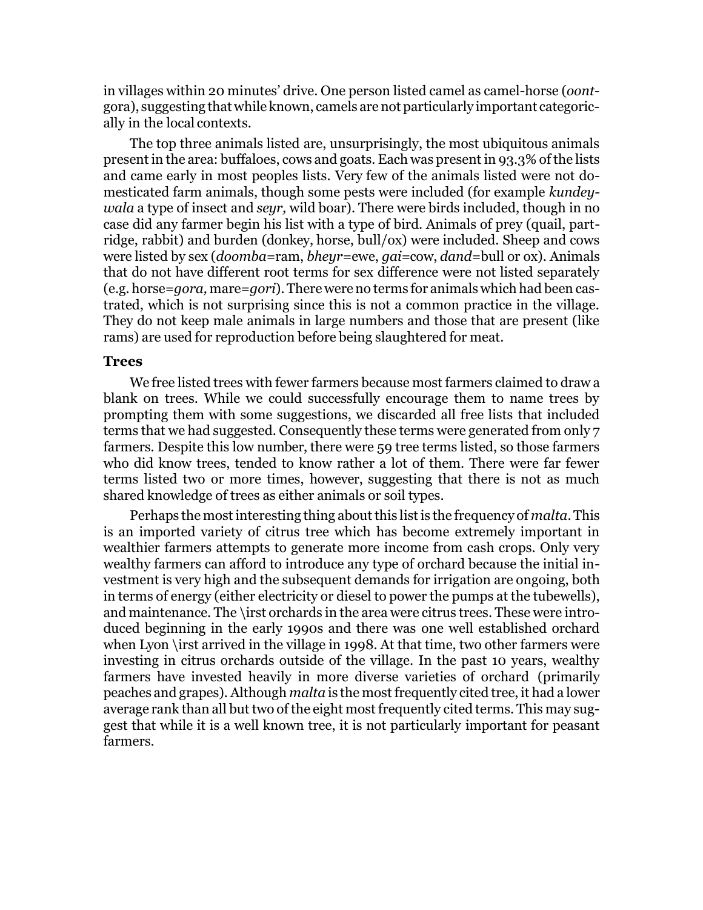in villages within 20 minutes' drive. One person listed camel as camel-horse (*oont*-gora), suggesting that while known, camels are not particularly important categorically in the local contexts.

The top three animals listed are, unsurprisingly, the most ubiquitous animals present in the area: buffaloes, cows and goats. Each was present in 93.3% of the lists and came early in most peoples lists. Very few of the animals listed were not domesticated farm animals, though some pests were included (for example *kundeywala* a type of insect and *seyr,* wild boar). There were birds included, though in no case did any farmer begin his list with a type of bird. Animals of prey (quail, partridge, rabbit) and burden (donkey, horse, bull/ox) were included. Sheep and cows were listed by sex (*doomba*=ram, *bheyr*=ewe, *gai*=cow, *dand*=bull or ox). Animals that do not have different root terms for sex difference were not listed separately (e.g. horse=*gora,* mare=*gori*). There were no terms for animals which had been castrated, which is not surprising since this is not a common practice in the village. They do not keep male animals in large numbers and those that are present (like rams) are used for reproduction before being slaughtered for meat.

### Trees

We free listed trees with fewer farmers because most farmers claimed to draw a blank on trees. While we could successfully encourage them to name trees by prompting them with some suggestions, we discarded all free lists that included terms that we had suggested. Consequently these terms were generated from only 7 farmers. Despite this low number, there were 59 tree terms listed, so those farmers who did know trees, tended to know rather a lot of them. There were far fewer terms listed two or more times, however, suggesting that there is not as much shared knowledge of trees as either animals or soil types.

Perhaps the most interesting thing about this list is the frequency of *malta*. This is an imported variety of citrus tree which has become extremely important in wealthier farmers attempts to generate more income from cash crops. Only very wealthy farmers can afford to introduce any type of orchard because the initial investment is very high and the subsequent demands for irrigation are ongoing, both in terms of energy (either electricity or diesel to power the pumps at the tubewells), and maintenance. The \irst orchards in the area were citrus trees. These were introduced beginning in the early 1990s and there was one well established orchard when Lyon \irst arrived in the village in 1998. At that time, two other farmers were investing in citrus orchards outside of the village. In the past 10 years, wealthy farmers have invested heavily in more diverse varieties of orchard (primarily peaches and grapes). Although *malta* is the most frequently cited tree, it had a lower average rank than all but two of the eight most frequently cited terms. This may suggest that while it is a well known tree, it is not particularly important for peasant farmers.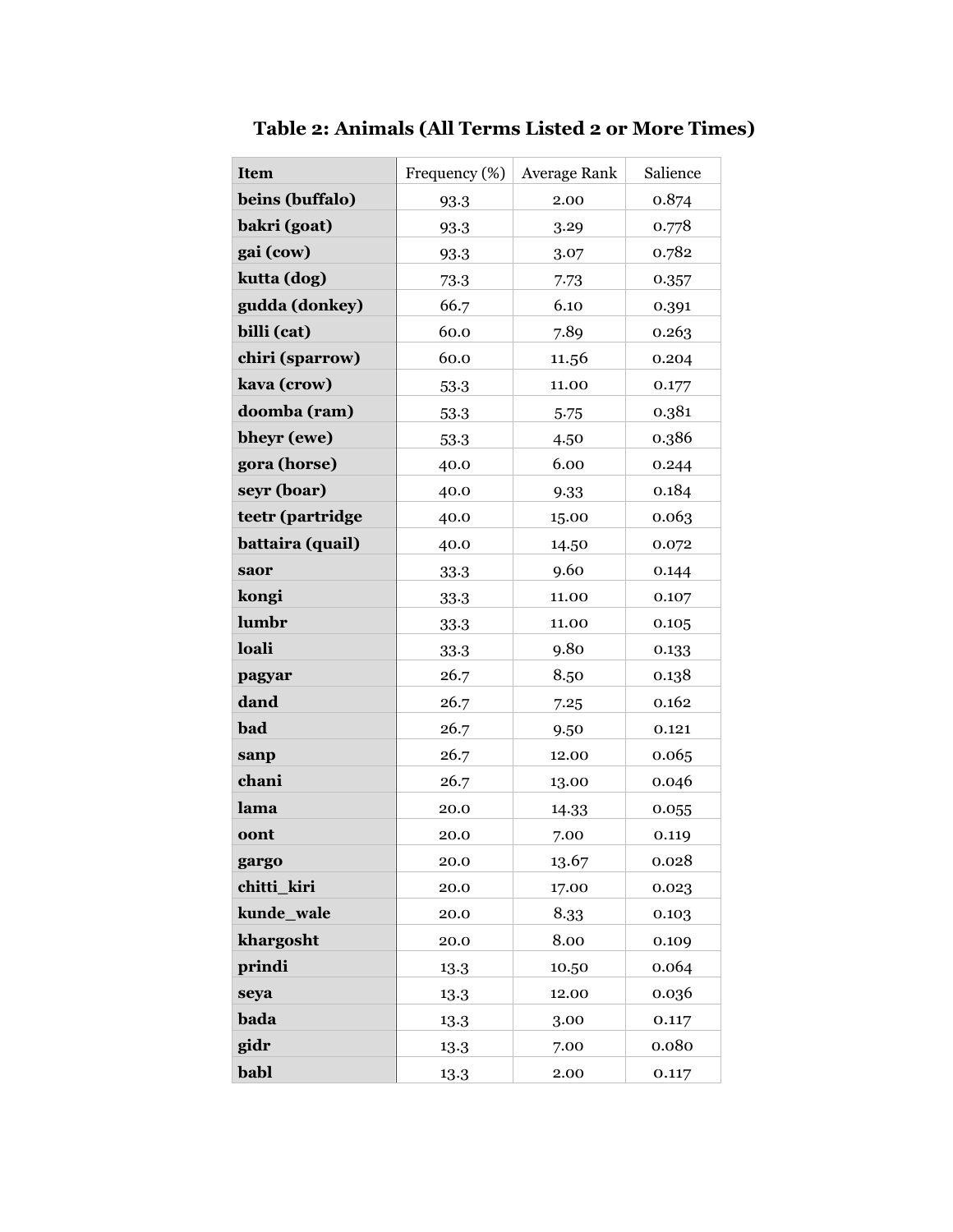**Table 2: Animals (All Terms Listed 2 or More Times)**

| Item | Frequency (%) | Average Rank | Salience |
|---|---|---|---|
| **beins (buffalo)** | 93.3 | 2.00 | 0.874 |
| **bakri (goat)** | 93.3 | 3.29 | 0.778 |
| **gai (cow)** | 93.3 | 3.07 | 0.782 |
| **kutta (dog)** | 73.3 | 7.73 | 0.357 |
| **gudda (donkey)** | 66.7 | 6.10 | 0.391 |
| **billi (cat)** | 60.0 | 7.89 | 0.263 |
| **chiri (sparrow)** | 60.0 | 11.56 | 0.204 |
| **kava (crow)** | 53.3 | 11.00 | 0.177 |
| **doomba (ram)** | 53.3 | 5.75 | 0.381 |
| **bheyr (ewe)** | 53.3 | 4.50 | 0.386 |
| **gora (horse)** | 40.0 | 6.00 | 0.244 |
| **seyr (boar)** | 40.0 | 9.33 | 0.184 |
| **teetr (partridge** | 40.0 | 15.00 | 0.063 |
| **battaira (quail)** | 40.0 | 14.50 | 0.072 |
| **saor** | 33.3 | 9.60 | 0.144 |
| **kongi** | 33.3 | 11.00 | 0.107 |
| **lumbr** | 33.3 | 11.00 | 0.105 |
| **loali** | 33.3 | 9.80 | 0.133 |
| **pagyar** | 26.7 | 8.50 | 0.138 |
| **dand** | 26.7 | 7.25 | 0.162 |
| **bad** | 26.7 | 9.50 | 0.121 |
| **sanp** | 26.7 | 12.00 | 0.065 |
| **chani** | 26.7 | 13.00 | 0.046 |
| **lama** | 20.0 | 14.33 | 0.055 |
| **oont** | 20.0 | 7.00 | 0.119 |
| **gargo** | 20.0 | 13.67 | 0.028 |
| **chitti_kiri** | 20.0 | 17.00 | 0.023 |
| **kunde_wale** | 20.0 | 8.33 | 0.103 |
| **khargosht** | 20.0 | 8.00 | 0.109 |
| **prindi** | 13.3 | 10.50 | 0.064 |
| **seya** | 13.3 | 12.00 | 0.036 |
| **bada** | 13.3 | 3.00 | 0.117 |
| **gidr** | 13.3 | 7.00 | 0.080 |
| **babl** | 13.3 | 2.00 | 0.117 |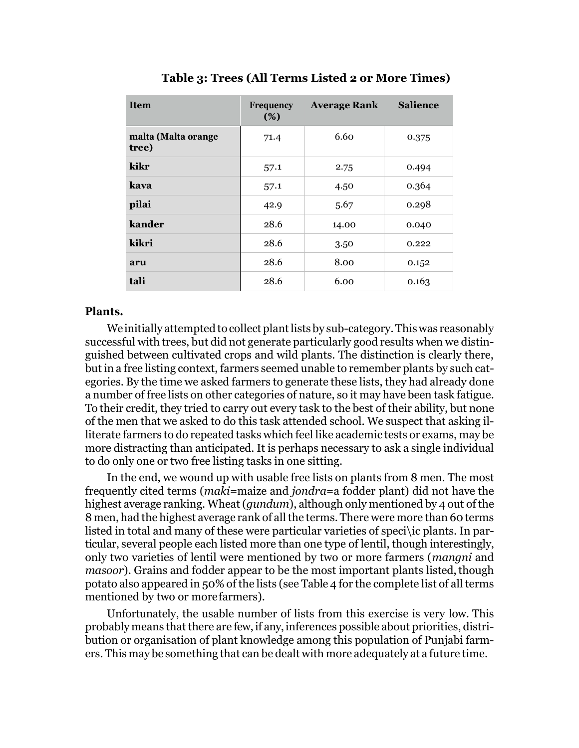**Table 3: Trees (All Terms Listed 2 or More Times)**

| Item | Frequency (%) | Average Rank | Salience |
|---|---|---|---|
| **malta (Malta orange tree)** | 71.4 | 6.60 | 0.375 |
| **kikr** | 57.1 | 2.75 | 0.494 |
| **kava** | 57.1 | 4.50 | 0.364 |
| **pilai** | 42.9 | 5.67 | 0.298 |
| **kander** | 28.6 | 14.00 | 0.040 |
| **kikri** | 28.6 | 3.50 | 0.222 |
| **aru** | 28.6 | 8.00 | 0.152 |
| **tali** | 28.6 | 6.00 | 0.163 |

**Plants.**

We initially attempted to collect plant lists by sub-category. This was reasonably successful with trees, but did not generate particularly good results when we distinguished between cultivated crops and wild plants. The distinction is clearly there, but in a free listing context, farmers seemed unable to remember plants by such categories. By the time we asked farmers to generate these lists, they had already done a number of free lists on other categories of nature, so it may have been task fatigue. To their credit, they tried to carry out every task to the best of their ability, but none of the men that we asked to do this task attended school. We suspect that asking illiterate farmers to do repeated tasks which feel like academic tests or exams, may be more distracting than anticipated. It is perhaps necessary to ask a single individual to do only one or two free listing tasks in one sitting.

In the end, we wound up with usable free lists on plants from 8 men. The most frequently cited terms (*maki*=maize and *jondra*=a fodder plant) did not have the highest average ranking. Wheat (*gundum*), although only mentioned by 4 out of the 8 men, had the highest average rank of all the terms. There were more than 60 terms listed in total and many of these were particular varieties of speci\ic plants. In particular, several people each listed more than one type of lentil, though interestingly, only two varieties of lentil were mentioned by two or more farmers (*mangni* and *masoor*). Grains and fodder appear to be the most important plants listed, though potato also appeared in 50% of the lists (see Table 4 for the complete list of all terms mentioned by two or more farmers).

Unfortunately, the usable number of lists from this exercise is very low. This probably means that there are few, if any, inferences possible about priorities, distribution or organisation of plant knowledge among this population of Punjabi farmers. This may be something that can be dealt with more adequately at a future time.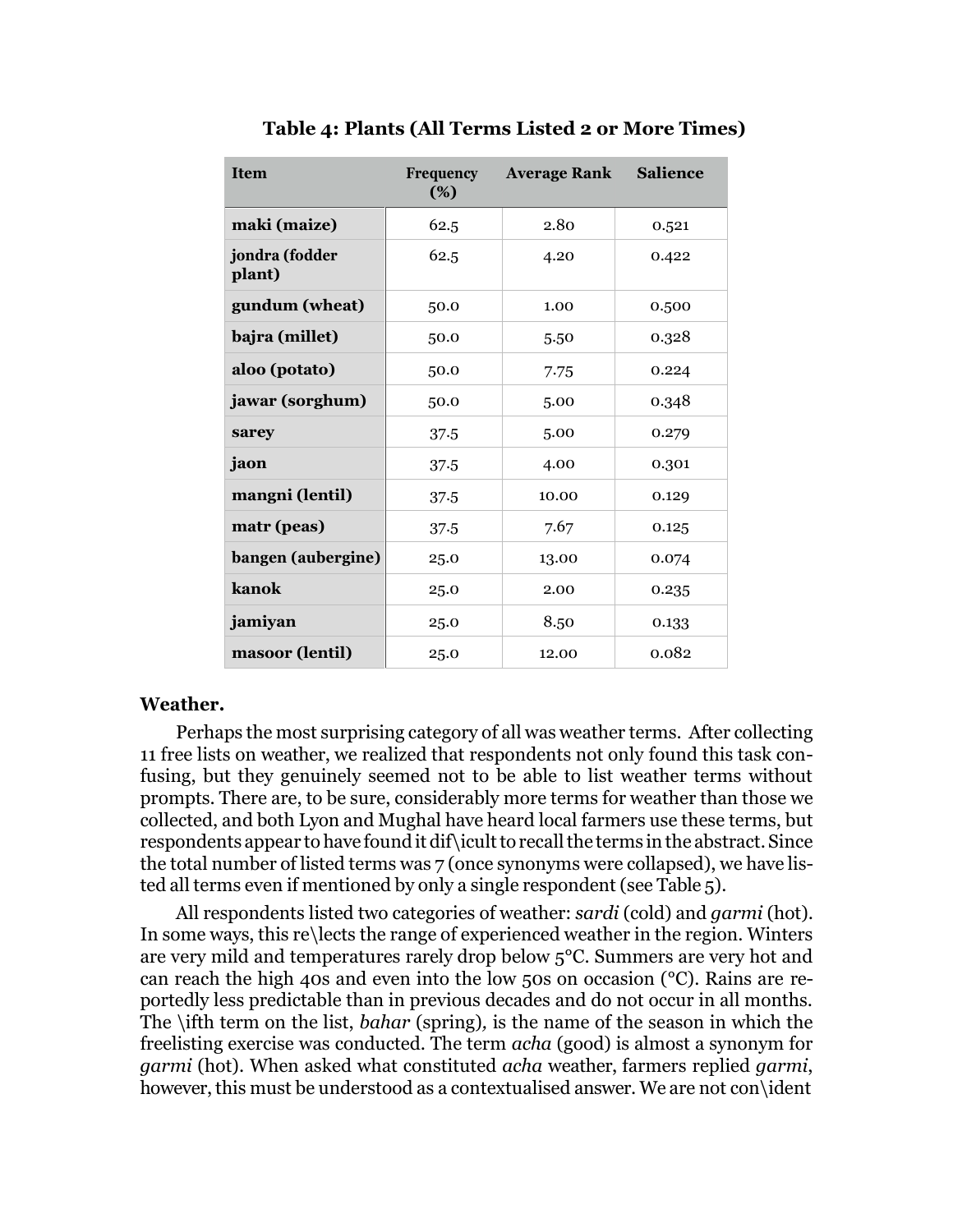**Table 4: Plants (All Terms Listed 2 or More Times)**

| Item | Frequency (%) | Average Rank | Salience |
|---|---|---|---|
| **maki (maize)** | 62.5 | 2.80 | 0.521 |
| **jondra (fodder plant)** | 62.5 | 4.20 | 0.422 |
| **gundum (wheat)** | 50.0 | 1.00 | 0.500 |
| **bajra (millet)** | 50.0 | 5.50 | 0.328 |
| **aloo (potato)** | 50.0 | 7.75 | 0.224 |
| **jawar (sorghum)** | 50.0 | 5.00 | 0.348 |
| **sarey** | 37.5 | 5.00 | 0.279 |
| **jaon** | 37.5 | 4.00 | 0.301 |
| **mangni (lentil)** | 37.5 | 10.00 | 0.129 |
| **matr (peas)** | 37.5 | 7.67 | 0.125 |
| **bangen (aubergine)** | 25.0 | 13.00 | 0.074 |
| **kanok** | 25.0 | 2.00 | 0.235 |
| **jamiyan** | 25.0 | 8.50 | 0.133 |
| **masoor (lentil)** | 25.0 | 12.00 | 0.082 |

**Weather.**

Perhaps the most surprising category of all was weather terms. After collecting 11 free lists on weather, we realized that respondents not only found this task confusing, but they genuinely seemed not to be able to list weather terms without prompts. There are, to be sure, considerably more terms for weather than those we collected, and both Lyon and Mughal have heard local farmers use these terms, but respondents appear to have found it difficult to recall the terms in the abstract. Since the total number of listed terms was 7 (once synonyms were collapsed), we have listed all terms even if mentioned by only a single respondent (see Table 5).

All respondents listed two categories of weather: *sardi* (cold) and *garmi* (hot). In some ways, this reflects the range of experienced weather in the region. Winters are very mild and temperatures rarely drop below 5°C. Summers are very hot and can reach the high 40s and even into the low 50s on occasion (°C). Rains are reportedly less predictable than in previous decades and do not occur in all months. The fifth term on the list, *bahar* (spring), is the name of the season in which the freelisting exercise was conducted. The term *acha* (good) is almost a synonym for *garmi* (hot). When asked what constituted *acha* weather, farmers replied *garmi*, however, this must be understood as a contextualised answer. We are not confident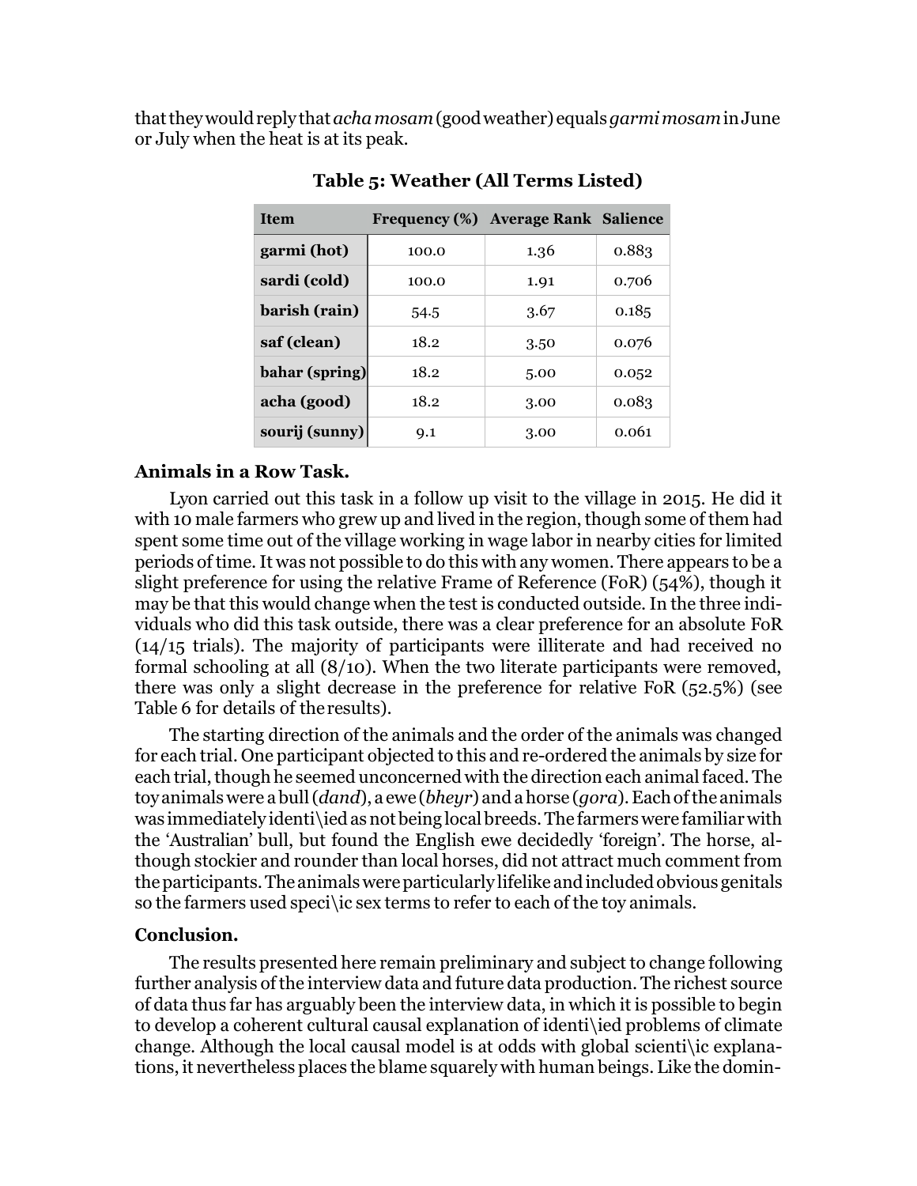that they would reply that *acha mosam* (good weather) equals *garmi mosam* in June or July when the heat is at its peak.

**Table 5: Weather (All Terms Listed)**

| Item | Frequency (%) | Average Rank | Salience |
|---|---|---|---|
| **garmi (hot)** | 100.0 | 1.36 | 0.883 |
| **sardi (cold)** | 100.0 | 1.91 | 0.706 |
| **barish (rain)** | 54.5 | 3.67 | 0.185 |
| **saf (clean)** | 18.2 | 3.50 | 0.076 |
| **bahar (spring)** | 18.2 | 5.00 | 0.052 |
| **acha (good)** | 18.2 | 3.00 | 0.083 |
| **sourij (sunny)** | 9.1 | 3.00 | 0.061 |

### Animals in a Row Task.

Lyon carried out this task in a follow up visit to the village in 2015. He did it with 10 male farmers who grew up and lived in the region, though some of them had spent some time out of the village working in wage labor in nearby cities for limited periods of time. It was not possible to do this with any women. There appears to be a slight preference for using the relative Frame of Reference (FoR) (54%), though it may be that this would change when the test is conducted outside. In the three individuals who did this task outside, there was a clear preference for an absolute FoR (14/15 trials). The majority of participants were illiterate and had received no formal schooling at all (8/10). When the two literate participants were removed, there was only a slight decrease in the preference for relative FoR (52.5%) (see Table 6 for details of the results).

The starting direction of the animals and the order of the animals was changed for each trial. One participant objected to this and re-ordered the animals by size for each trial, though he seemed unconcerned with the direction each animal faced. The toy animals were a bull (*dand*), a ewe (*bheyr*) and a horse (*gora*). Each of the animals was immediately identified as not being local breeds. The farmers were familiar with the 'Australian' bull, but found the English ewe decidedly 'foreign'. The horse, although stockier and rounder than local horses, did not attract much comment from the participants. The animals were particularly lifelike and included obvious genitals so the farmers used specific sex terms to refer to each of the toy animals.

### Conclusion.

The results presented here remain preliminary and subject to change following further analysis of the interview data and future data production. The richest source of data thus far has arguably been the interview data, in which it is possible to begin to develop a coherent cultural causal explanation of identified problems of climate change. Although the local causal model is at odds with global scientific explanations, it nevertheless places the blame squarely with human beings. Like the domin-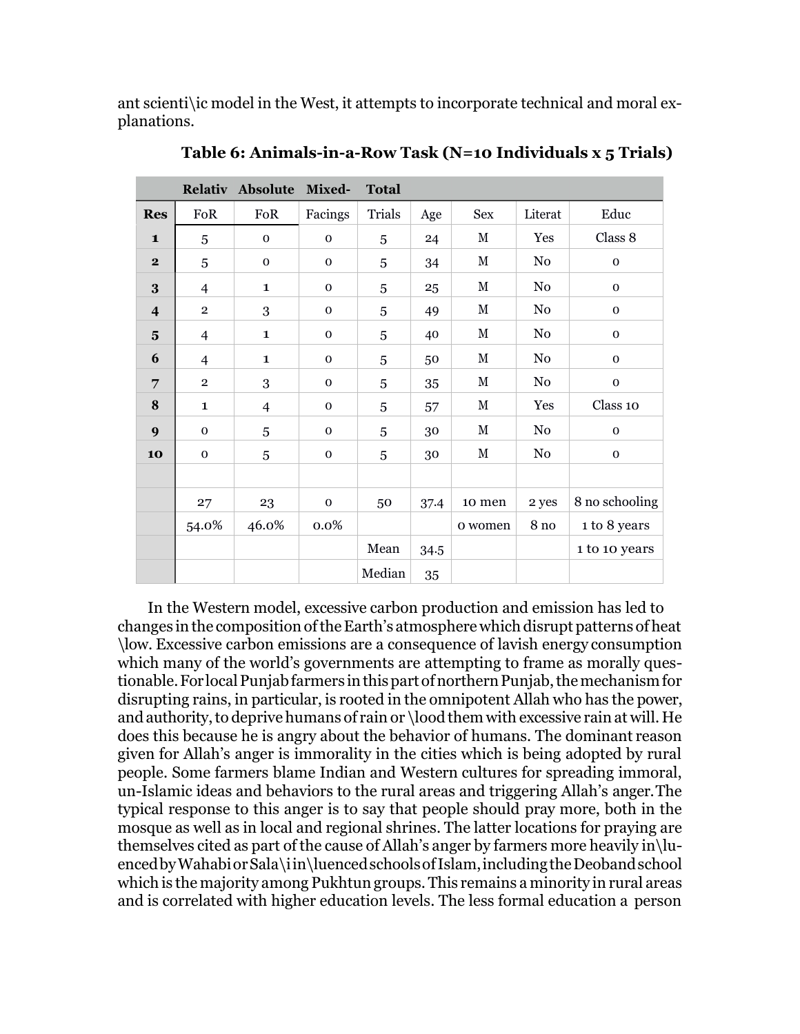ant scienti\ic model in the West, it attempts to incorporate technical and moral explanations.

**Table 6: Animals-in-a-Row Task (N=10 Individuals x 5 Trials)**

| | Relativ | Absolute | Mixed- | Total | | | | |
|---|---|---|---|---|---|---|---|---|
| **Res** | FoR | FoR | Facings | Trials | Age | Sex | Literat | Educ |
| **1** | 5 | 0 | 0 | 5 | 24 | M | Yes | Class 8 |
| **2** | 5 | 0 | 0 | 5 | 34 | M | No | 0 |
| **3** | 4 | 1 | 0 | 5 | 25 | M | No | 0 |
| **4** | 2 | 3 | 0 | 5 | 49 | M | No | 0 |
| **5** | 4 | 1 | 0 | 5 | 40 | M | No | 0 |
| **6** | 4 | 1 | 0 | 5 | 50 | M | No | 0 |
| **7** | 2 | 3 | 0 | 5 | 35 | M | No | 0 |
| **8** | 1 | 4 | 0 | 5 | 57 | M | Yes | Class 10 |
| **9** | 0 | 5 | 0 | 5 | 30 | M | No | 0 |
| **10** | 0 | 5 | 0 | 5 | 30 | M | No | 0 |
| | | | | | | | | |
| | 27 | 23 | 0 | 50 | 37.4 | 10 men | 2 yes | 8 no schooling |
| | 54.0% | 46.0% | 0.0% | | | 0 women | 8 no | 1 to 8 years |
| | | | | Mean | 34.5 | | | 1 to 10 years |
| | | | | Median | 35 | | | |

In the Western model, excessive carbon production and emission has led to changes in the composition of the Earth's atmosphere which disrupt patterns of heat \low. Excessive carbon emissions are a consequence of lavish energy consumption which many of the world's governments are attempting to frame as morally questionable. For local Punjab farmers in this part of northern Punjab, the mechanism for disrupting rains, in particular, is rooted in the omnipotent Allah who has the power, and authority, to deprive humans of rain or \lood them with excessive rain at will. He does this because he is angry about the behavior of humans. The dominant reason given for Allah's anger is immorality in the cities which is being adopted by rural people. Some farmers blame Indian and Western cultures for spreading immoral, un-Islamic ideas and behaviors to the rural areas and triggering Allah's anger. The typical response to this anger is to say that people should pray more, both in the mosque as well as in local and regional shrines. The latter locations for praying are themselves cited as part of the cause of Allah's anger by farmers more heavily in\luenced by Wahabi or Sala\i in\luenced schools of Islam, including the Deoband school which is the majority among Pukhtun groups. This remains a minority in rural areas and is correlated with higher education levels. The less formal education a person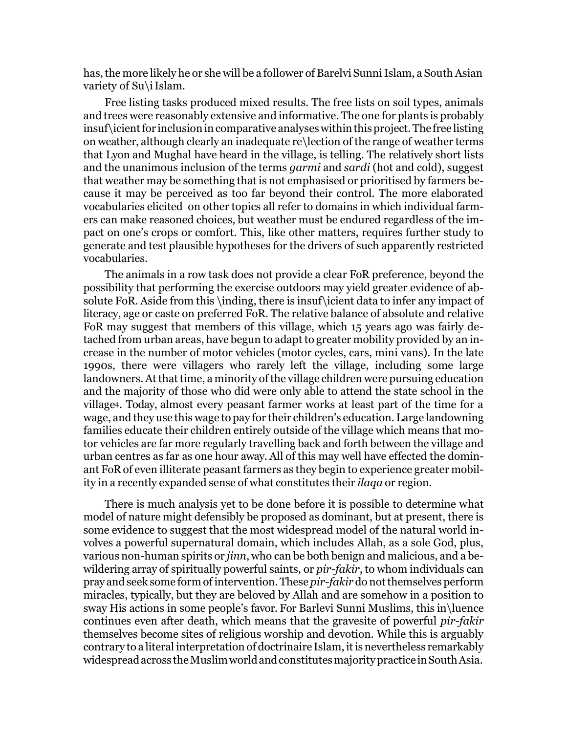has, the more likely he or she will be a follower of Barelvi Sunni Islam, a South Asian variety of Sufi Islam.

Free listing tasks produced mixed results. The free lists on soil types, animals and trees were reasonably extensive and informative. The one for plants is probably insufficient for inclusion in comparative analyses within this project. The free listing on weather, although clearly an inadequate reflection of the range of weather terms that Lyon and Mughal have heard in the village, is telling. The relatively short lists and the unanimous inclusion of the terms *garmi* and *sardi* (hot and cold), suggest that weather may be something that is not emphasised or prioritised by farmers because it may be perceived as too far beyond their control. The more elaborated vocabularies elicited on other topics all refer to domains in which individual farmers can make reasoned choices, but weather must be endured regardless of the impact on one's crops or comfort. This, like other matters, requires further study to generate and test plausible hypotheses for the drivers of such apparently restricted vocabularies.

The animals in a row task does not provide a clear FoR preference, beyond the possibility that performing the exercise outdoors may yield greater evidence of absolute FoR. Aside from this finding, there is insufficient data to infer any impact of literacy, age or caste on preferred FoR. The relative balance of absolute and relative FoR may suggest that members of this village, which 15 years ago was fairly detached from urban areas, have begun to adapt to greater mobility provided by an increase in the number of motor vehicles (motor cycles, cars, mini vans). In the late 1990s, there were villagers who rarely left the village, including some large landowners. At that time, a minority of the village children were pursuing education and the majority of those who did were only able to attend the state school in the village[4]. Today, almost every peasant farmer works at least part of the time for a wage, and they use this wage to pay for their children's education. Large landowning families educate their children entirely outside of the village which means that motor vehicles are far more regularly travelling back and forth between the village and urban centres as far as one hour away. All of this may well have effected the dominant FoR of even illiterate peasant farmers as they begin to experience greater mobility in a recently expanded sense of what constitutes their *ilaqa* or region.

There is much analysis yet to be done before it is possible to determine what model of nature might defensibly be proposed as dominant, but at present, there is some evidence to suggest that the most widespread model of the natural world involves a powerful supernatural domain, which includes Allah, as a sole God, plus, various non-human spirits or *jinn*, who can be both benign and malicious, and a bewildering array of spiritually powerful saints, or *pir-fakir*, to whom individuals can pray and seek some form of intervention. These *pir-fakir* do not themselves perform miracles, typically, but they are beloved by Allah and are somehow in a position to sway His actions in some people's favor. For Barlevi Sunni Muslims, this influence continues even after death, which means that the gravesite of powerful *pir-fakir* themselves become sites of religious worship and devotion. While this is arguably contrary to a literal interpretation of doctrinaire Islam, it is nevertheless remarkably widespread across the Muslim world and constitutes majority practice in South Asia.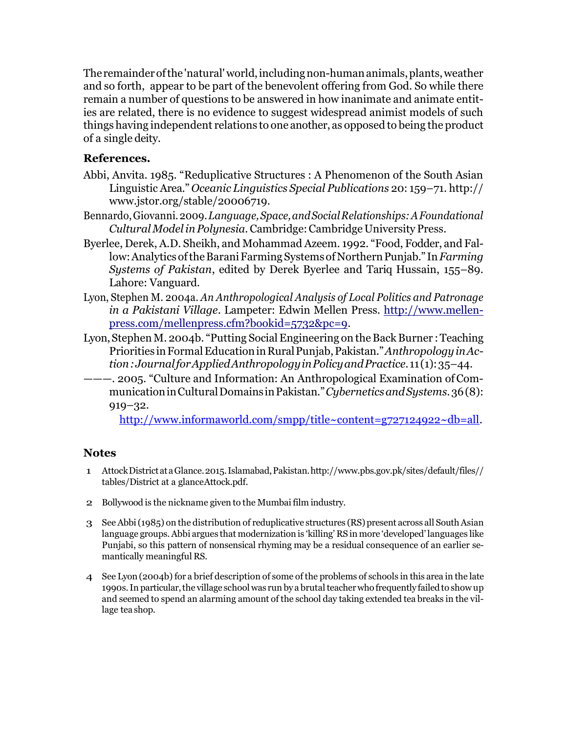The remainder of the 'natural' world, including non-human animals, plants, weather and so forth, appear to be part of the benevolent offering from God. So while there remain a number of questions to be answered in how inanimate and animate entities are related, there is no evidence to suggest widespread animist models of such things having independent relations to one another, as opposed to being the product of a single deity.

### References.

Abbi, Anvita. 1985. "Reduplicative Structures : A Phenomenon of the South Asian Linguistic Area." *Oceanic Linguistics Special Publications* 20: 159–71. http://www.jstor.org/stable/20006719.

Bennardo, Giovanni. 2009. *Language, Space, and Social Relationships: A Foundational Cultural Model in Polynesia*. Cambridge: Cambridge University Press.

Byerlee, Derek, A.D. Sheikh, and Mohammad Azeem. 1992. "Food, Fodder, and Fallow: Analytics of the Barani Farming Systems of Northern Punjab." In *Farming Systems of Pakistan*, edited by Derek Byerlee and Tariq Hussain, 155–89. Lahore: Vanguard.

Lyon, Stephen M. 2004a. *An Anthropological Analysis of Local Politics and Patronage in a Pakistani Village*. Lampeter: Edwin Mellen Press. http://www.mellenpress.com/mellenpress.cfm?bookid=5732&pc=9.

Lyon, Stephen M. 2004b. "Putting Social Engineering on the Back Burner : Teaching Priorities in Formal Education in Rural Punjab, Pakistan." *Anthropology in Action : Journal for Applied Anthropology in Policy and Practice*. 11 (1): 35–44.

———. 2005. "Culture and Information: An Anthropological Examination of Communication in Cultural Domains in Pakistan." *Cybernetics and Systems*. 36 (8): 919–32. http://www.informaworld.com/smpp/title~content=g727124922~db=all.

### Notes

1 Attock District at a Glance. 2015. Islamabad, Pakistan. http://www.pbs.gov.pk/sites/default/files//tables/District at a glanceAttock.pdf.

2 Bollywood is the nickname given to the Mumbai film industry.

3 See Abbi (1985) on the distribution of reduplicative structures (RS) present across all South Asian language groups. Abbi argues that modernization is 'killing' RS in more 'developed' languages like Punjabi, so this pattern of nonsensical rhyming may be a residual consequence of an earlier semantically meaningful RS.

4 See Lyon (2004b) for a brief description of some of the problems of schools in this area in the late 1990s. In particular, the village school was run by a brutal teacher who frequently failed to show up and seemed to spend an alarming amount of the school day taking extended tea breaks in the village tea shop.